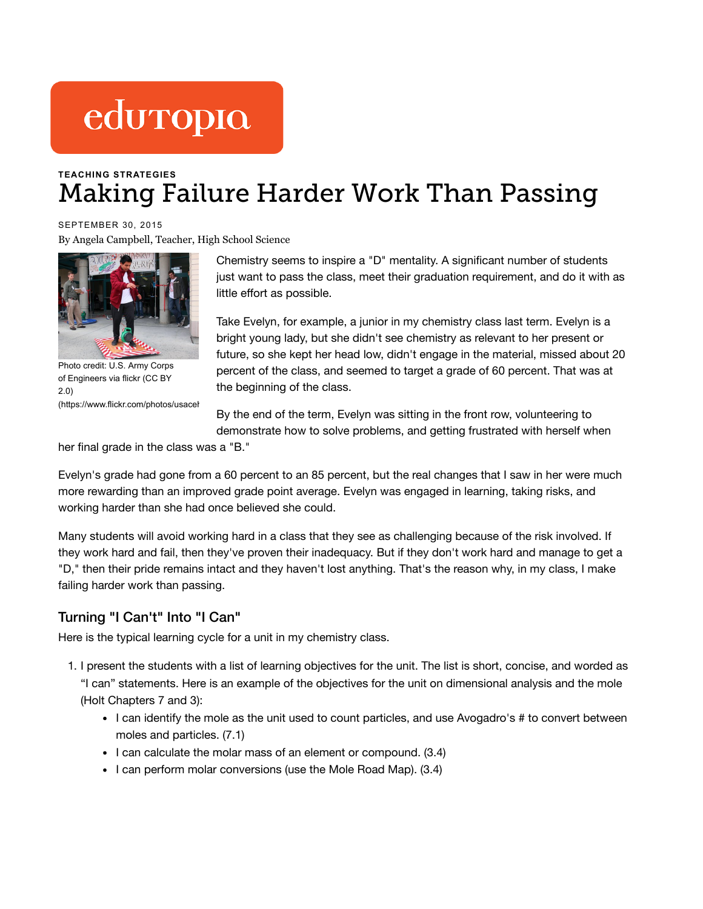edutopia

**TEACHING STRATEGIES**

# Making Failure Harder Work Than Passing

SEPTEMBER 30, 2015

By Angela Campbell, Teacher, High School Science

Photo credit: U.S. Army Corps of Engineers via flickr (CC BY 2.0) (https://www.flickr.com/photos/usacel

Chemistry seems to inspire a "D" mentality. A significant number of students just want to pass the class, meet their graduation requirement, and do it with as little effort as possible.

Take Evelyn, for example, a junior in my chemistry class last term. Evelyn is a bright young lady, but she didn't see chemistry as relevant to her present or future, so she kept her head low, didn't engage in the material, missed about 20 percent of the class, and seemed to target a grade of 60 percent. That was at the beginning of the class.

By the end of the term, Evelyn was sitting in the front row, volunteering to demonstrate how to solve problems, and getting frustrated with herself when her final grade in the class was a "B."

Evelyn's grade had gone from a 60 percent to an 85 percent, but the real changes that I saw in her were much more rewarding than an improved grade point average. Evelyn was engaged in learning, taking risks, and working harder than she had once believed she could.

Many students will avoid working hard in a class that they see as challenging because of the risk involved. If they work hard and fail, then they've proven their inadequacy. But if they don't work hard and manage to get a "D," then their pride remains intact and they haven't lost anything. That's the reason why, in my class, I make failing harder work than passing.

## Turning "I Can't" Into "I Can"

Here is the typical learning cycle for a unit in my chemistry class.

1. I present the students with a list of learning objectives for the unit. The list is short, concise, and worded as "I can" statements. Here is an example of the objectives for the unit on dimensional analysis and the mole (Holt Chapters 7 and 3):
   - I can identify the mole as the unit used to count particles, and use Avogadro's # to convert between moles and particles. (7.1)
   - I can calculate the molar mass of an element or compound. (3.4)
   - I can perform molar conversions (use the Mole Road Map). (3.4)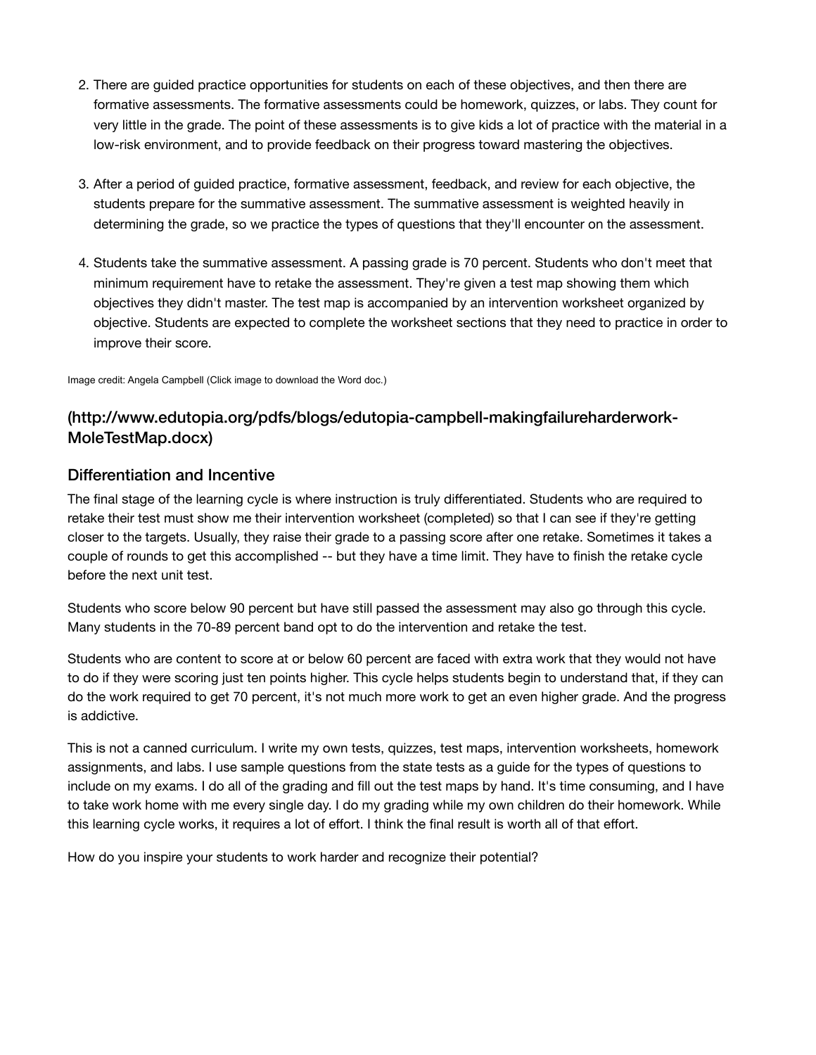2. There are guided practice opportunities for students on each of these objectives, and then there are formative assessments. The formative assessments could be homework, quizzes, or labs. They count for very little in the grade. The point of these assessments is to give kids a lot of practice with the material in a low-risk environment, and to provide feedback on their progress toward mastering the objectives.

3. After a period of guided practice, formative assessment, feedback, and review for each objective, the students prepare for the summative assessment. The summative assessment is weighted heavily in determining the grade, so we practice the types of questions that they'll encounter on the assessment.

4. Students take the summative assessment. A passing grade is 70 percent. Students who don't meet that minimum requirement have to retake the assessment. They're given a test map showing them which objectives they didn't master. The test map is accompanied by an intervention worksheet organized by objective. Students are expected to complete the worksheet sections that they need to practice in order to improve their score.

Image credit: Angela Campbell (Click image to download the Word doc.)

### (http://www.edutopia.org/pdfs/blogs/edutopia-campbell-makingfailureharderwork-MoleTestMap.docx)

## Differentiation and Incentive

The final stage of the learning cycle is where instruction is truly differentiated. Students who are required to retake their test must show me their intervention worksheet (completed) so that I can see if they're getting closer to the targets. Usually, they raise their grade to a passing score after one retake. Sometimes it takes a couple of rounds to get this accomplished -- but they have a time limit. They have to finish the retake cycle before the next unit test.

Students who score below 90 percent but have still passed the assessment may also go through this cycle. Many students in the 70-89 percent band opt to do the intervention and retake the test.

Students who are content to score at or below 60 percent are faced with extra work that they would not have to do if they were scoring just ten points higher. This cycle helps students begin to understand that, if they can do the work required to get 70 percent, it's not much more work to get an even higher grade. And the progress is addictive.

This is not a canned curriculum. I write my own tests, quizzes, test maps, intervention worksheets, homework assignments, and labs. I use sample questions from the state tests as a guide for the types of questions to include on my exams. I do all of the grading and fill out the test maps by hand. It's time consuming, and I have to take work home with me every single day. I do my grading while my own children do their homework. While this learning cycle works, it requires a lot of effort. I think the final result is worth all of that effort.

How do you inspire your students to work harder and recognize their potential?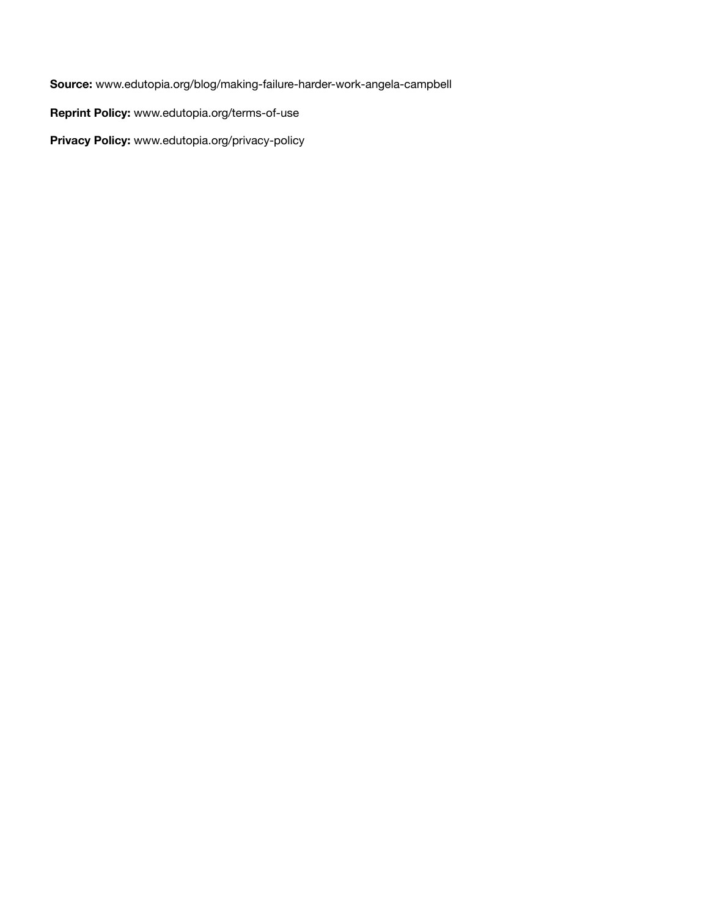**Source:** www.edutopia.org/blog/making-failure-harder-work-angela-campbell

**Reprint Policy:** www.edutopia.org/terms-of-use

**Privacy Policy:** www.edutopia.org/privacy-policy